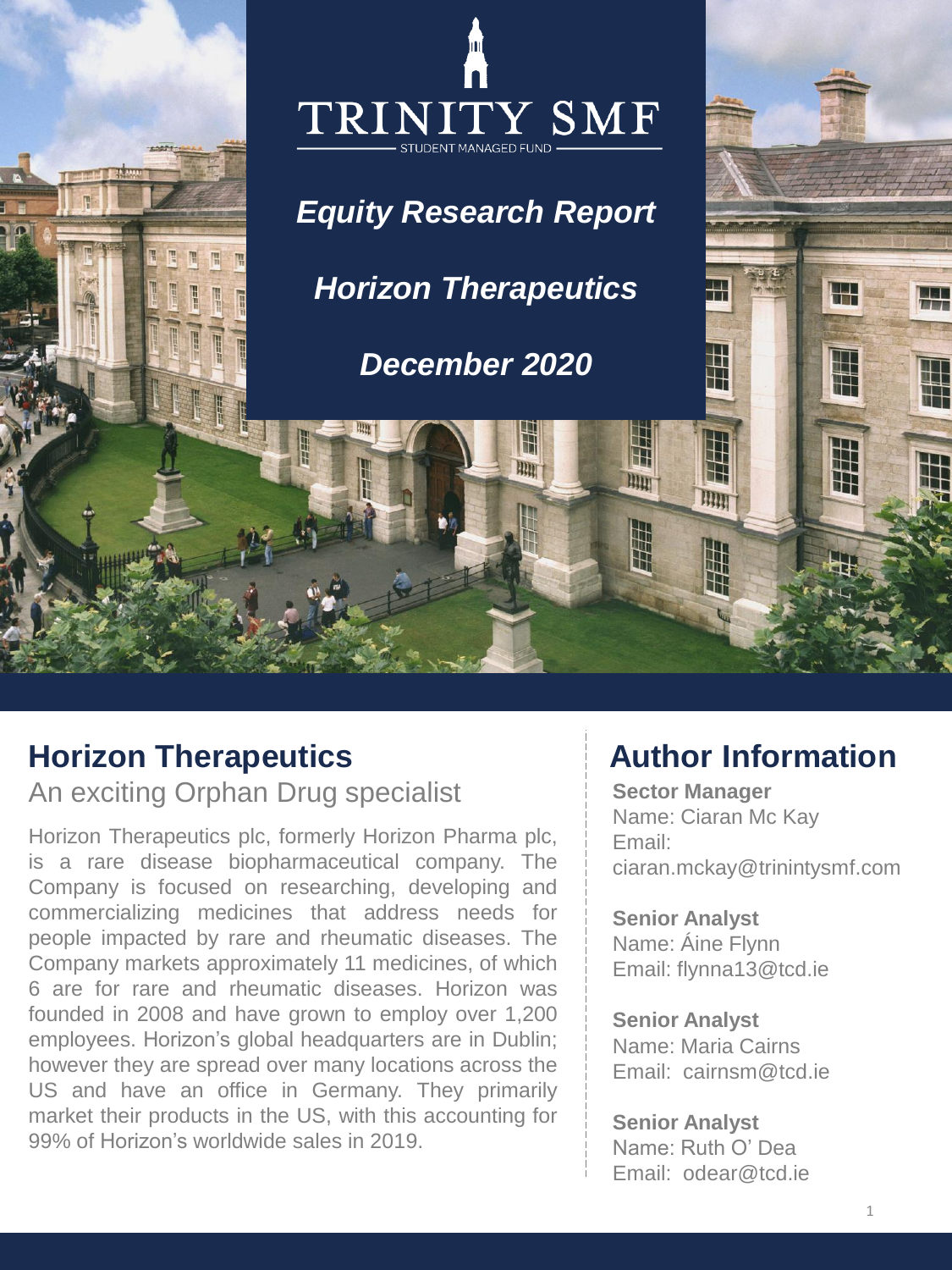# TRINITY SMF

STUDENT MANAGED FUND

***Equity Research Report***

***Horizon Therapeutics***

***December 2020***

## Horizon Therapeutics

An exciting Orphan Drug specialist

Horizon Therapeutics plc, formerly Horizon Pharma plc, is a rare disease biopharmaceutical company. The Company is focused on researching, developing and commercializing medicines that address needs for people impacted by rare and rheumatic diseases. The Company markets approximately 11 medicines, of which 6 are for rare and rheumatic diseases. Horizon was founded in 2008 and have grown to employ over 1,200 employees. Horizon's global headquarters are in Dublin; however they are spread over many locations across the US and have an office in Germany. They primarily market their products in the US, with this accounting for 99% of Horizon's worldwide sales in 2019.

## Author Information

**Sector Manager**
Name: Ciaran Mc Kay
Email: ciaran.mckay@trinintysmf.com

**Senior Analyst**
Name: Áine Flynn
Email: flynna13@tcd.ie

**Senior Analyst**
Name: Maria Cairns
Email: cairnsm@tcd.ie

**Senior Analyst**
Name: Ruth O' Dea
Email: odear@tcd.ie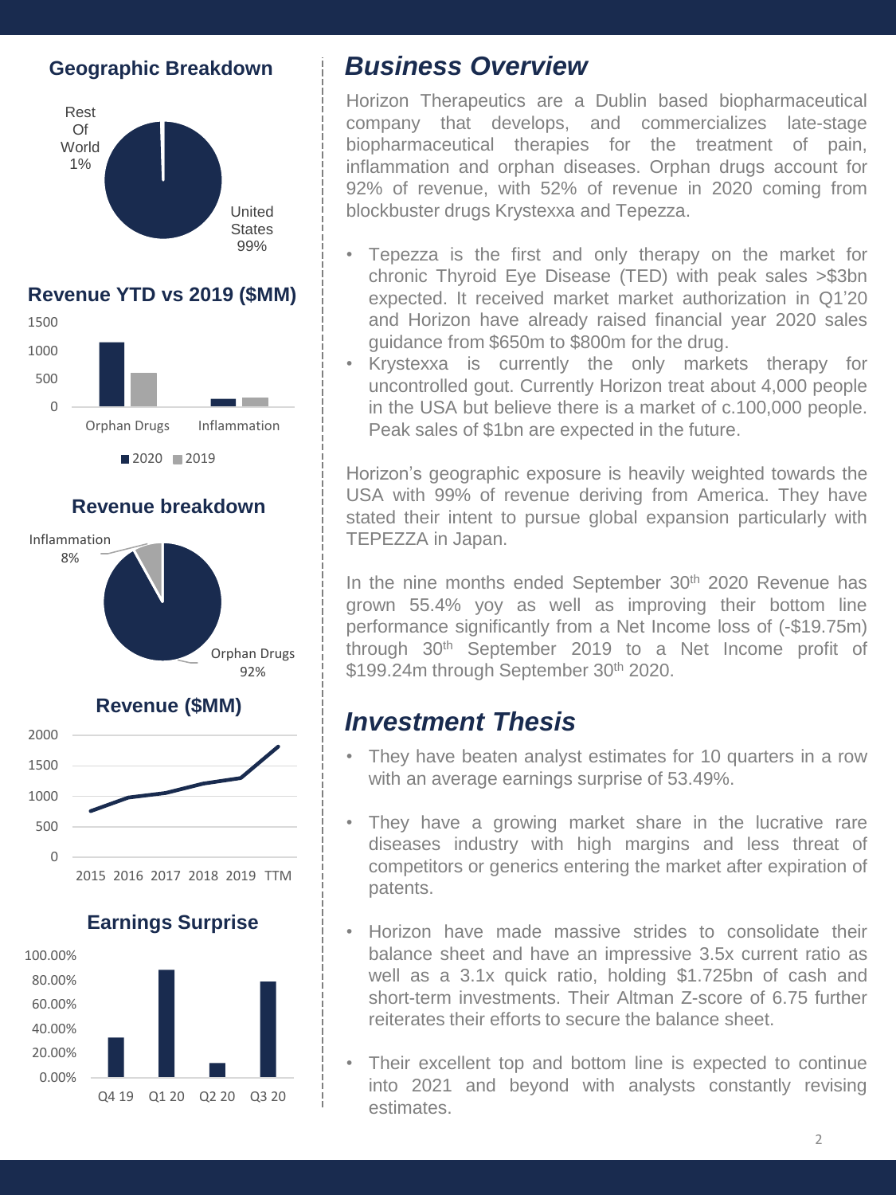#### Geographic Breakdown

Rest Of World 1%

United States 99%

#### Revenue YTD vs 2019 ($MM)

1500
1000
500
0

Orphan Drugs | Inflammation

■2020 ■2019

#### Revenue breakdown

Inflammation 8%

Orphan Drugs 92%

#### Revenue ($MM)

2000
1500
1000
500
0

2015 2016 2017 2018 2019 TTM

#### Earnings Surprise

100.00%
80.00%
60.00%
40.00%
20.00%
0.00%

Q4 19 Q1 20 Q2 20 Q3 20

## *Business Overview*

Horizon Therapeutics are a Dublin based biopharmaceutical company that develops, and commercializes late-stage biopharmaceutical therapies for the treatment of pain, inflammation and orphan diseases. Orphan drugs account for 92% of revenue, with 52% of revenue in 2020 coming from blockbuster drugs Krystexxa and Tepezza.

- Tepezza is the first and only therapy on the market for chronic Thyroid Eye Disease (TED) with peak sales >$3bn expected. It received market market authorization in Q1'20 and Horizon have already raised financial year 2020 sales guidance from $650m to $800m for the drug.
- Krystexxa is currently the only markets therapy for uncontrolled gout. Currently Horizon treat about 4,000 people in the USA but believe there is a market of c.100,000 people. Peak sales of $1bn are expected in the future.

Horizon's geographic exposure is heavily weighted towards the USA with 99% of revenue deriving from America. They have stated their intent to pursue global expansion particularly with TEPEZZA in Japan.

In the nine months ended September 30th 2020 Revenue has grown 55.4% yoy as well as improving their bottom line performance significantly from a Net Income loss of (-$19.75m) through 30th September 2019 to a Net Income profit of $199.24m through September 30th 2020.

## *Investment Thesis*

- They have beaten analyst estimates for 10 quarters in a row with an average earnings surprise of 53.49%.
- They have a growing market share in the lucrative rare diseases industry with high margins and less threat of competitors or generics entering the market after expiration of patents.
- Horizon have made massive strides to consolidate their balance sheet and have an impressive 3.5x current ratio as well as a 3.1x quick ratio, holding $1.725bn of cash and short-term investments. Their Altman Z-score of 6.75 further reiterates their efforts to secure the balance sheet.
- Their excellent top and bottom line is expected to continue into 2021 and beyond with analysts constantly revising estimates.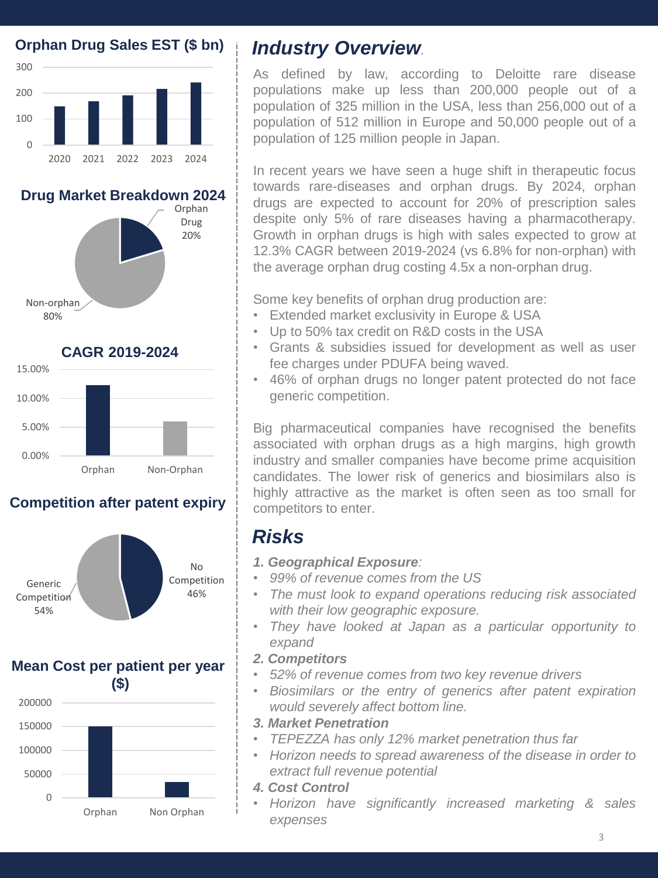## Orphan Drug Sales EST ($ bn)

## Drug Market Breakdown 2024

Orphan Drug 20%

Non-orphan 80%

## CAGR 2019-2024

## Competition after patent expiry

Generic Competition 54%

No Competition 46%

## Mean Cost per patient per year ($)

# *Industry Overview*

As defined by law, according to Deloitte rare disease populations make up less than 200,000 people out of a population of 325 million in the USA, less than 256,000 out of a population of 512 million in Europe and 50,000 people out of a population of 125 million people in Japan.

In recent years we have seen a huge shift in therapeutic focus towards rare-diseases and orphan drugs. By 2024, orphan drugs are expected to account for 20% of prescription sales despite only 5% of rare diseases having a pharmacotherapy. Growth in orphan drugs is high with sales expected to grow at 12.3% CAGR between 2019-2024 (vs 6.8% for non-orphan) with the average orphan drug costing 4.5x a non-orphan drug.

Some key benefits of orphan drug production are:

- Extended market exclusivity in Europe & USA
- Up to 50% tax credit on R&D costs in the USA
- Grants & subsidies issued for development as well as user fee charges under PDUFA being waved.
- 46% of orphan drugs no longer patent protected do not face generic competition.

Big pharmaceutical companies have recognised the benefits associated with orphan drugs as a high margins, high growth industry and smaller companies have become prime acquisition candidates. The lower risk of generics and biosimilars also is highly attractive as the market is often seen as too small for competitors to enter.

# *Risks*

***1. Geographical Exposure****:*

- *99% of revenue comes from the US*
- *The must look to expand operations reducing risk associated with their low geographic exposure.*
- *They have looked at Japan as a particular opportunity to expand*

***2. Competitors***

- *52% of revenue comes from two key revenue drivers*
- *Biosimilars or the entry of generics after patent expiration would severely affect bottom line.*

***3. Market Penetration***

- *TEPEZZA has only 12% market penetration thus far*
- *Horizon needs to spread awareness of the disease in order to extract full revenue potential*

***4. Cost Control***

- *Horizon have significantly increased marketing & sales expenses*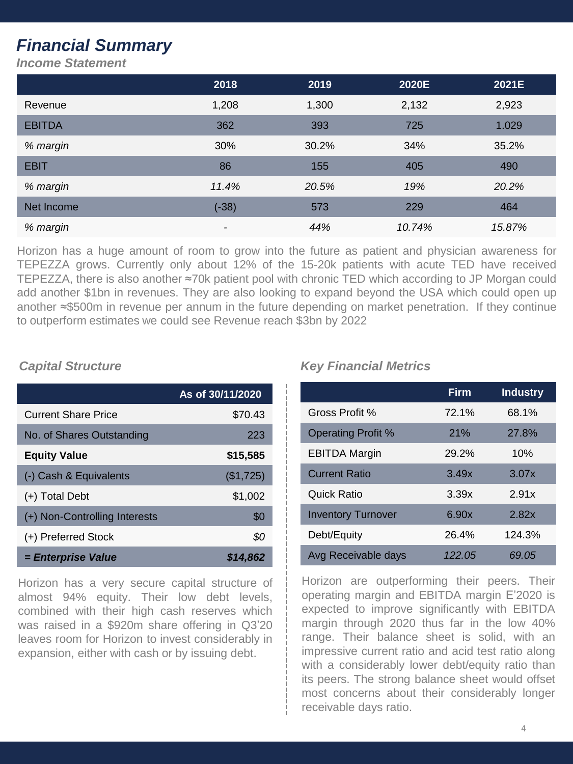# Financial Summary

### Income Statement

| | 2018 | 2019 | 2020E | 2021E |
|---|---|---|---|---|
| Revenue | 1,208 | 1,300 | 2,132 | 2,923 |
| EBITDA | 362 | 393 | 725 | 1.029 |
| *% margin* | 30% | 30.2% | 34% | 35.2% |
| EBIT | 86 | 155 | 405 | 490 |
| *% margin* | *11.4%* | *20.5%* | *19%* | *20.2%* |
| Net Income | (-38) | 573 | 229 | 464 |
| *% margin* | - | *44%* | *10.74%* | *15.87%* |

Horizon has a huge amount of room to grow into the future as patient and physician awareness for TEPEZZA grows. Currently only about 12% of the 15-20k patients with acute TED have received TEPEZZA, there is also another ≈70k patient pool with chronic TED which according to JP Morgan could add another $1bn in revenues. They are also looking to expand beyond the USA which could open up another ≈$500m in revenue per annum in the future depending on market penetration. If they continue to outperform estimates we could see Revenue reach $3bn by 2022

### Capital Structure

| | As of 30/11/2020 |
|---|---|
| Current Share Price | $70.43 |
| No. of Shares Outstanding | 223 |
| **Equity Value** | **$15,585** |
| (-) Cash & Equivalents | ($1,725) |
| (+) Total Debt | $1,002 |
| (+) Non-Controlling Interests | $0 |
| (+) Preferred Stock | *$0* |
| ***= Enterprise Value*** | ***$14,862*** |

Horizon has a very secure capital structure of almost 94% equity. Their low debt levels, combined with their high cash reserves which was raised in a $920m share offering in Q3'20 leaves room for Horizon to invest considerably in expansion, either with cash or by issuing debt.

### Key Financial Metrics

| | Firm | Industry |
|---|---|---|
| Gross Profit % | 72.1% | 68.1% |
| Operating Profit % | 21% | 27.8% |
| EBITDA Margin | 29.2% | 10% |
| Current Ratio | 3.49x | 3.07x |
| Quick Ratio | 3.39x | 2.91x |
| Inventory Turnover | 6.90x | 2.82x |
| Debt/Equity | 26.4% | 124.3% |
| Avg Receivable days | *122.05* | *69.05* |

Horizon are outperforming their peers. Their operating margin and EBITDA margin E'2020 is expected to improve significantly with EBITDA margin through 2020 thus far in the low 40% range. Their balance sheet is solid, with an impressive current ratio and acid test ratio along with a considerably lower debt/equity ratio than its peers. The strong balance sheet would offset most concerns about their considerably longer receivable days ratio.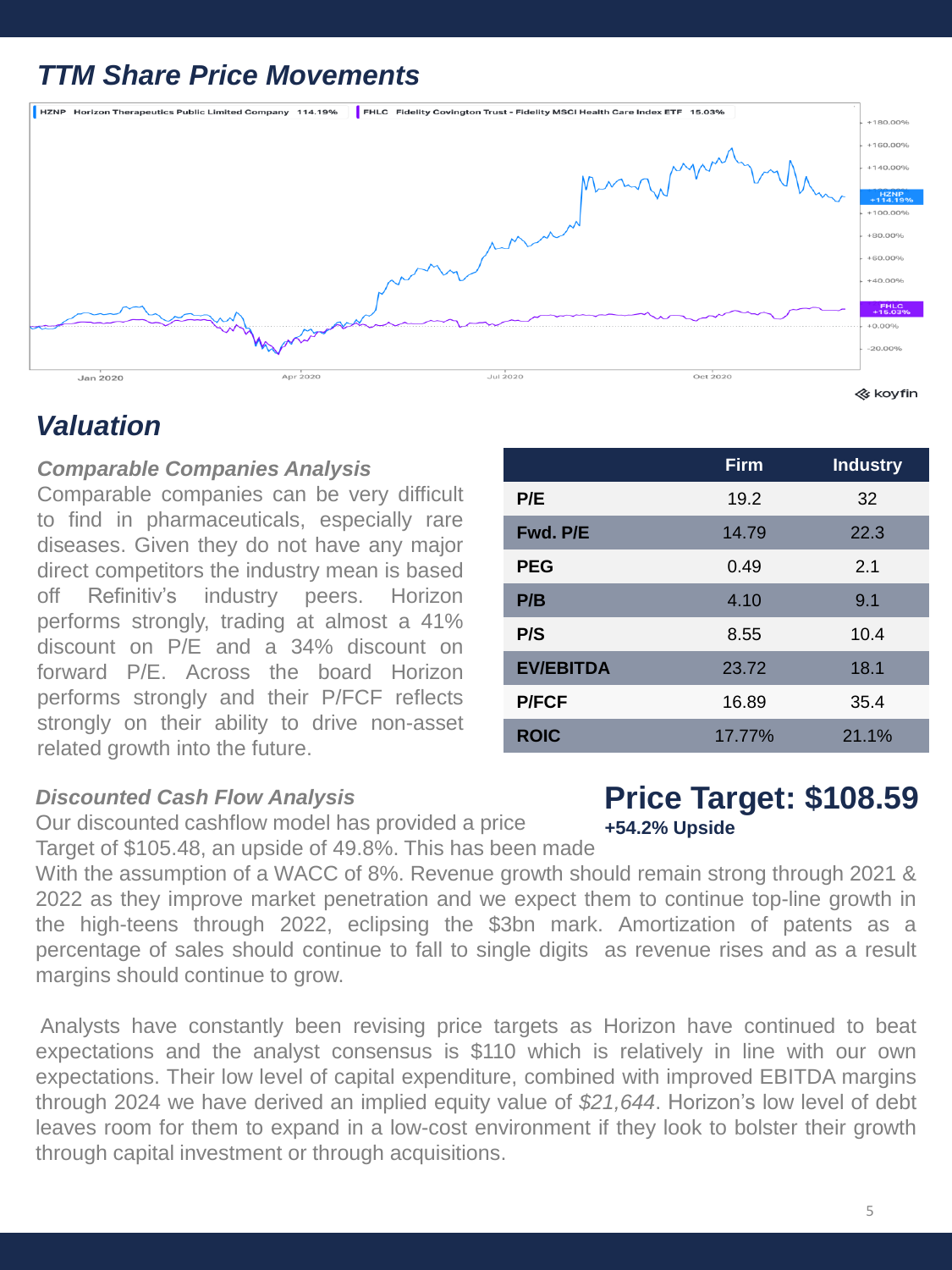## TTM Share Price Movements

HZNP Horizon Therapeutics Public Limited Company 114.19%

FHLC Fidelity Covington Trust - Fidelity MSCI Health Care Index ETF 15.03%

+180.00%
+160.00%
+140.00%
HZNP +114.19%
+100.00%
+80.00%
+60.00%
+40.00%
FHLC +15.03%
+0.00%
-20.00%

Jan 2020
Apr 2020
Jul 2020
Oct 2020

koyfin

## Valuation

### *Comparable Companies Analysis*

Comparable companies can be very difficult to find in pharmaceuticals, especially rare diseases. Given they do not have any major direct competitors the industry mean is based off Refinitiv's industry peers. Horizon performs strongly, trading at almost a 41% discount on P/E and a 34% discount on forward P/E. Across the board Horizon performs strongly and their P/FCF reflects strongly on their ability to drive non-asset related growth into the future.

| | Firm | Industry |
|---|---|---|
| **P/E** | 19.2 | 32 |
| **Fwd. P/E** | 14.79 | 22.3 |
| **PEG** | 0.49 | 2.1 |
| **P/B** | 4.10 | 9.1 |
| **P/S** | 8.55 | 10.4 |
| **EV/EBITDA** | 23.72 | 18.1 |
| **P/FCF** | 16.89 | 35.4 |
| **ROIC** | 17.77% | 21.1% |

### *Discounted Cash Flow Analysis*

## Price Target: $108.59

**+54.2% Upside**

Our discounted cashflow model has provided a price Target of $105.48, an upside of 49.8%. This has been made With the assumption of a WACC of 8%. Revenue growth should remain strong through 2021 & 2022 as they improve market penetration and we expect them to continue top-line growth in the high-teens through 2022, eclipsing the $3bn mark. Amortization of patents as a percentage of sales should continue to fall to single digits as revenue rises and as a result margins should continue to grow.

Analysts have constantly been revising price targets as Horizon have continued to beat expectations and the analyst consensus is $110 which is relatively in line with our own expectations. Their low level of capital expenditure, combined with improved EBITDA margins through 2024 we have derived an implied equity value of *$21,644*. Horizon's low level of debt leaves room for them to expand in a low-cost environment if they look to bolster their growth through capital investment or through acquisitions.